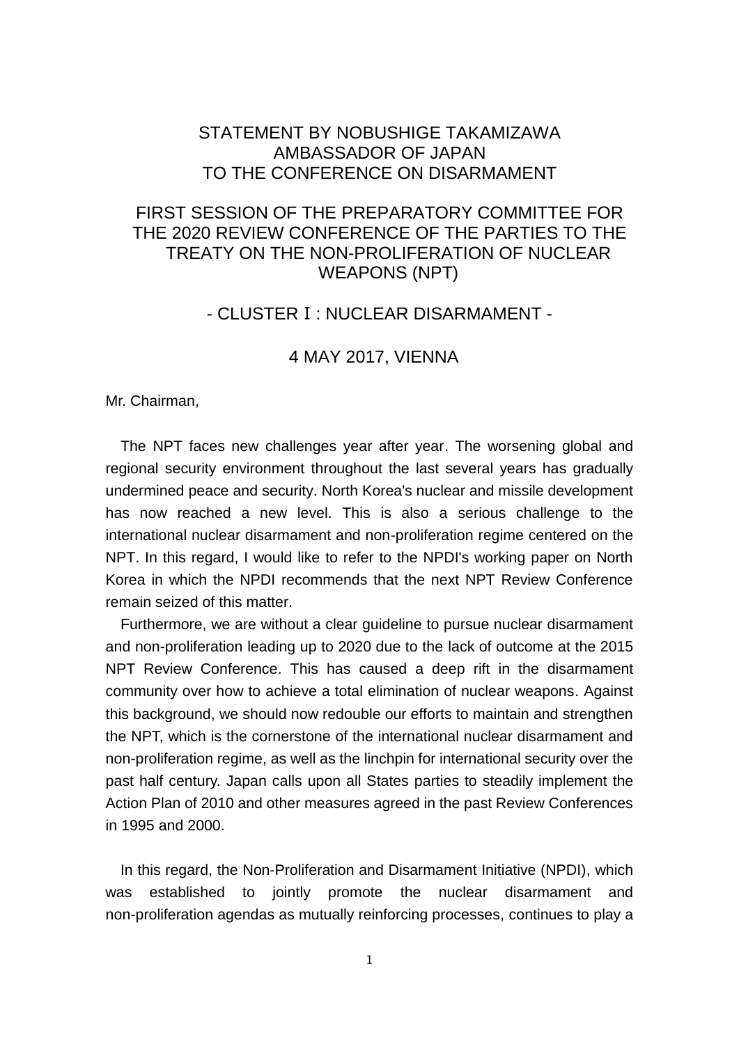# STATEMENT BY NOBUSHIGE TAKAMIZAWA
# AMBASSADOR OF JAPAN
# TO THE CONFERENCE ON DISARMAMENT

## FIRST SESSION OF THE PREPARATORY COMMITTEE FOR THE 2020 REVIEW CONFERENCE OF THE PARTIES TO THE TREATY ON THE NON-PROLIFERATION OF NUCLEAR WEAPONS (NPT)

## - CLUSTER Ⅰ: NUCLEAR DISARMAMENT -

## 4 MAY 2017, VIENNA

Mr. Chairman,

The NPT faces new challenges year after year. The worsening global and regional security environment throughout the last several years has gradually undermined peace and security. North Korea's nuclear and missile development has now reached a new level. This is also a serious challenge to the international nuclear disarmament and non-proliferation regime centered on the NPT. In this regard, I would like to refer to the NPDI's working paper on North Korea in which the NPDI recommends that the next NPT Review Conference remain seized of this matter.

Furthermore, we are without a clear guideline to pursue nuclear disarmament and non-proliferation leading up to 2020 due to the lack of outcome at the 2015 NPT Review Conference. This has caused a deep rift in the disarmament community over how to achieve a total elimination of nuclear weapons. Against this background, we should now redouble our efforts to maintain and strengthen the NPT, which is the cornerstone of the international nuclear disarmament and non-proliferation regime, as well as the linchpin for international security over the past half century. Japan calls upon all States parties to steadily implement the Action Plan of 2010 and other measures agreed in the past Review Conferences in 1995 and 2000.

In this regard, the Non-Proliferation and Disarmament Initiative (NPDI), which was established to jointly promote the nuclear disarmament and non-proliferation agendas as mutually reinforcing processes, continues to play a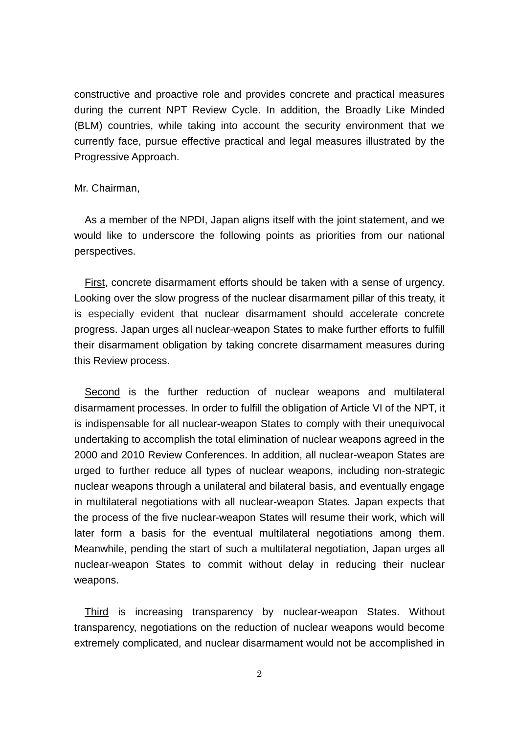constructive and proactive role and provides concrete and practical measures during the current NPT Review Cycle. In addition, the Broadly Like Minded (BLM) countries, while taking into account the security environment that we currently face, pursue effective practical and legal measures illustrated by the Progressive Approach.

Mr. Chairman,

As a member of the NPDI, Japan aligns itself with the joint statement, and we would like to underscore the following points as priorities from our national perspectives.

First, concrete disarmament efforts should be taken with a sense of urgency. Looking over the slow progress of the nuclear disarmament pillar of this treaty, it is especially evident that nuclear disarmament should accelerate concrete progress. Japan urges all nuclear-weapon States to make further efforts to fulfill their disarmament obligation by taking concrete disarmament measures during this Review process.

Second is the further reduction of nuclear weapons and multilateral disarmament processes. In order to fulfill the obligation of Article VI of the NPT, it is indispensable for all nuclear-weapon States to comply with their unequivocal undertaking to accomplish the total elimination of nuclear weapons agreed in the 2000 and 2010 Review Conferences. In addition, all nuclear-weapon States are urged to further reduce all types of nuclear weapons, including non-strategic nuclear weapons through a unilateral and bilateral basis, and eventually engage in multilateral negotiations with all nuclear-weapon States. Japan expects that the process of the five nuclear-weapon States will resume their work, which will later form a basis for the eventual multilateral negotiations among them. Meanwhile, pending the start of such a multilateral negotiation, Japan urges all nuclear-weapon States to commit without delay in reducing their nuclear weapons.

Third is increasing transparency by nuclear-weapon States. Without transparency, negotiations on the reduction of nuclear weapons would become extremely complicated, and nuclear disarmament would not be accomplished in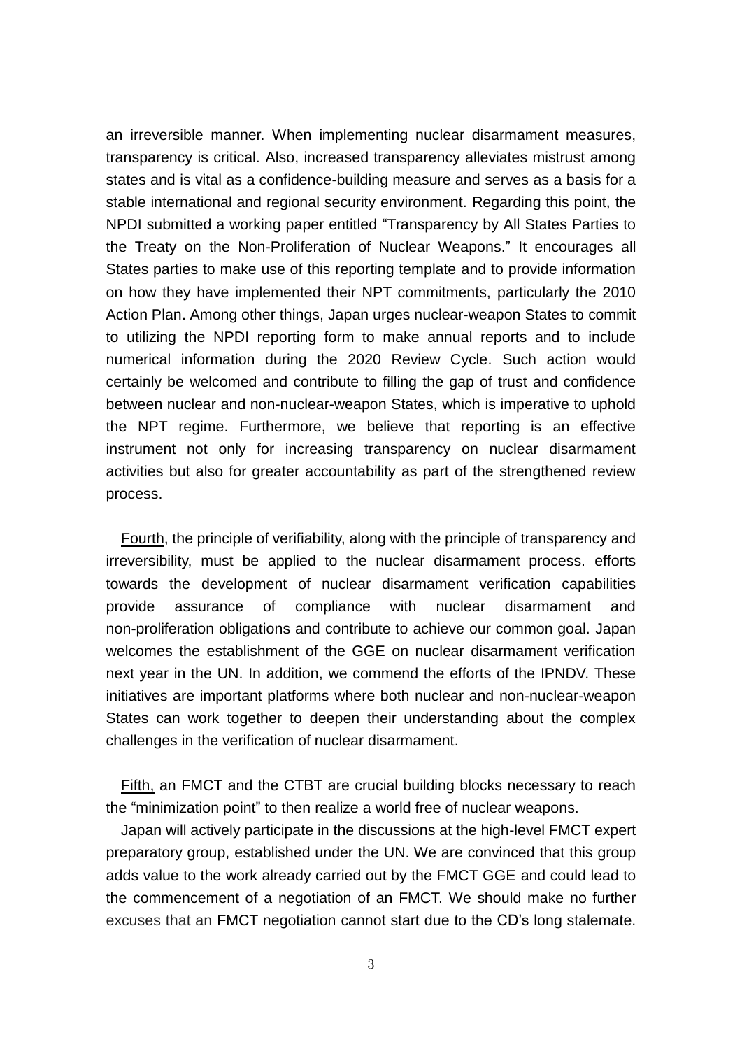an irreversible manner. When implementing nuclear disarmament measures, transparency is critical. Also, increased transparency alleviates mistrust among states and is vital as a confidence-building measure and serves as a basis for a stable international and regional security environment. Regarding this point, the NPDI submitted a working paper entitled "Transparency by All States Parties to the Treaty on the Non-Proliferation of Nuclear Weapons." It encourages all States parties to make use of this reporting template and to provide information on how they have implemented their NPT commitments, particularly the 2010 Action Plan. Among other things, Japan urges nuclear-weapon States to commit to utilizing the NPDI reporting form to make annual reports and to include numerical information during the 2020 Review Cycle. Such action would certainly be welcomed and contribute to filling the gap of trust and confidence between nuclear and non-nuclear-weapon States, which is imperative to uphold the NPT regime. Furthermore, we believe that reporting is an effective instrument not only for increasing transparency on nuclear disarmament activities but also for greater accountability as part of the strengthened review process.

<u>Fourth</u>, the principle of verifiability, along with the principle of transparency and irreversibility, must be applied to the nuclear disarmament process. efforts towards the development of nuclear disarmament verification capabilities provide assurance of compliance with nuclear disarmament and non-proliferation obligations and contribute to achieve our common goal. Japan welcomes the establishment of the GGE on nuclear disarmament verification next year in the UN. In addition, we commend the efforts of the IPNDV. These initiatives are important platforms where both nuclear and non-nuclear-weapon States can work together to deepen their understanding about the complex challenges in the verification of nuclear disarmament.

<u>Fifth,</u> an FMCT and the CTBT are crucial building blocks necessary to reach the "minimization point" to then realize a world free of nuclear weapons.

Japan will actively participate in the discussions at the high-level FMCT expert preparatory group, established under the UN. We are convinced that this group adds value to the work already carried out by the FMCT GGE and could lead to the commencement of a negotiation of an FMCT. We should make no further excuses that an FMCT negotiation cannot start due to the CD's long stalemate.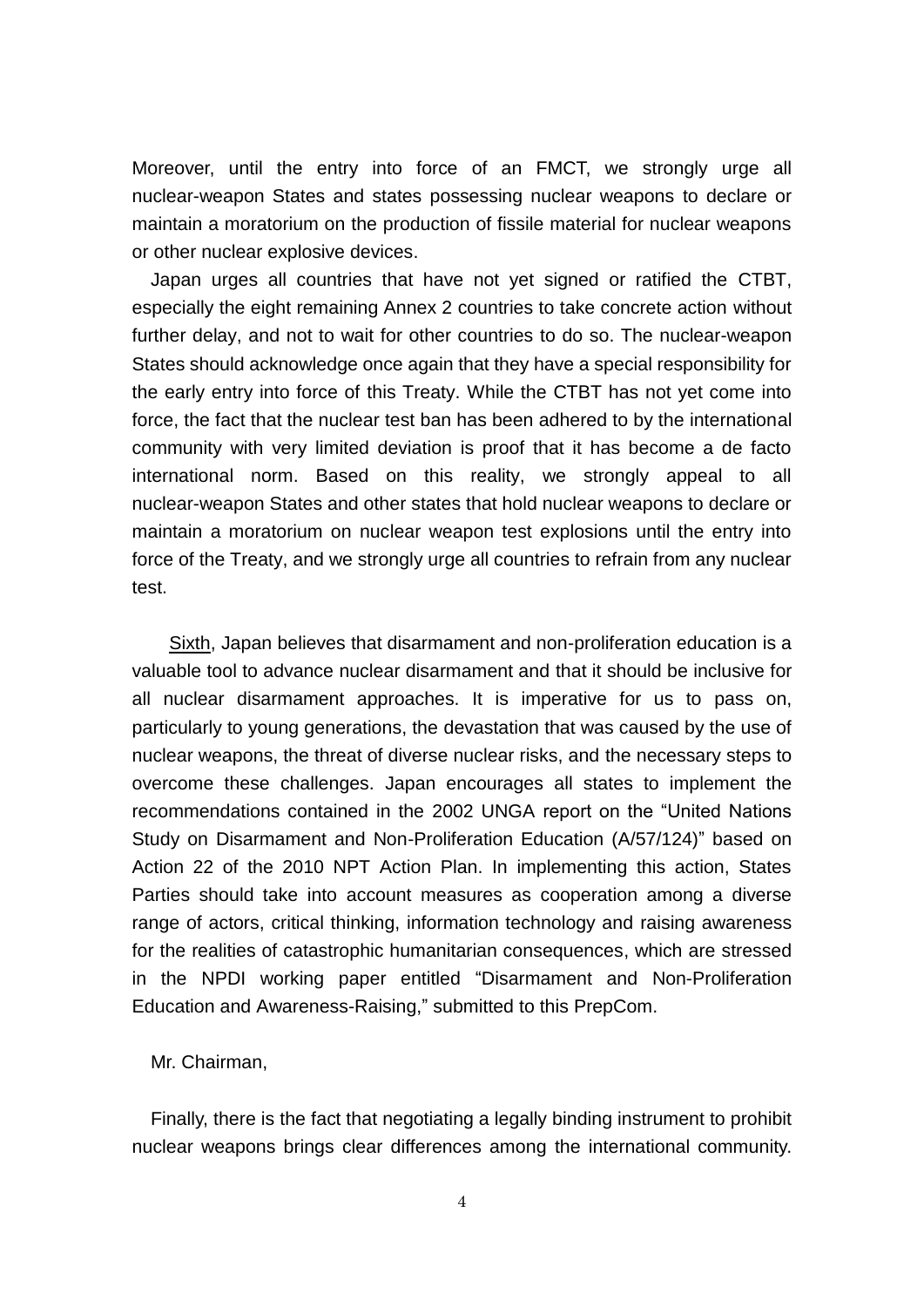Moreover, until the entry into force of an FMCT, we strongly urge all nuclear-weapon States and states possessing nuclear weapons to declare or maintain a moratorium on the production of fissile material for nuclear weapons or other nuclear explosive devices.

Japan urges all countries that have not yet signed or ratified the CTBT, especially the eight remaining Annex 2 countries to take concrete action without further delay, and not to wait for other countries to do so. The nuclear-weapon States should acknowledge once again that they have a special responsibility for the early entry into force of this Treaty. While the CTBT has not yet come into force, the fact that the nuclear test ban has been adhered to by the international community with very limited deviation is proof that it has become a de facto international norm. Based on this reality, we strongly appeal to all nuclear-weapon States and other states that hold nuclear weapons to declare or maintain a moratorium on nuclear weapon test explosions until the entry into force of the Treaty, and we strongly urge all countries to refrain from any nuclear test.

Sixth, Japan believes that disarmament and non-proliferation education is a valuable tool to advance nuclear disarmament and that it should be inclusive for all nuclear disarmament approaches. It is imperative for us to pass on, particularly to young generations, the devastation that was caused by the use of nuclear weapons, the threat of diverse nuclear risks, and the necessary steps to overcome these challenges. Japan encourages all states to implement the recommendations contained in the 2002 UNGA report on the "United Nations Study on Disarmament and Non-Proliferation Education (A/57/124)" based on Action 22 of the 2010 NPT Action Plan. In implementing this action, States Parties should take into account measures as cooperation among a diverse range of actors, critical thinking, information technology and raising awareness for the realities of catastrophic humanitarian consequences, which are stressed in the NPDI working paper entitled "Disarmament and Non-Proliferation Education and Awareness-Raising," submitted to this PrepCom.

Mr. Chairman,

Finally, there is the fact that negotiating a legally binding instrument to prohibit nuclear weapons brings clear differences among the international community.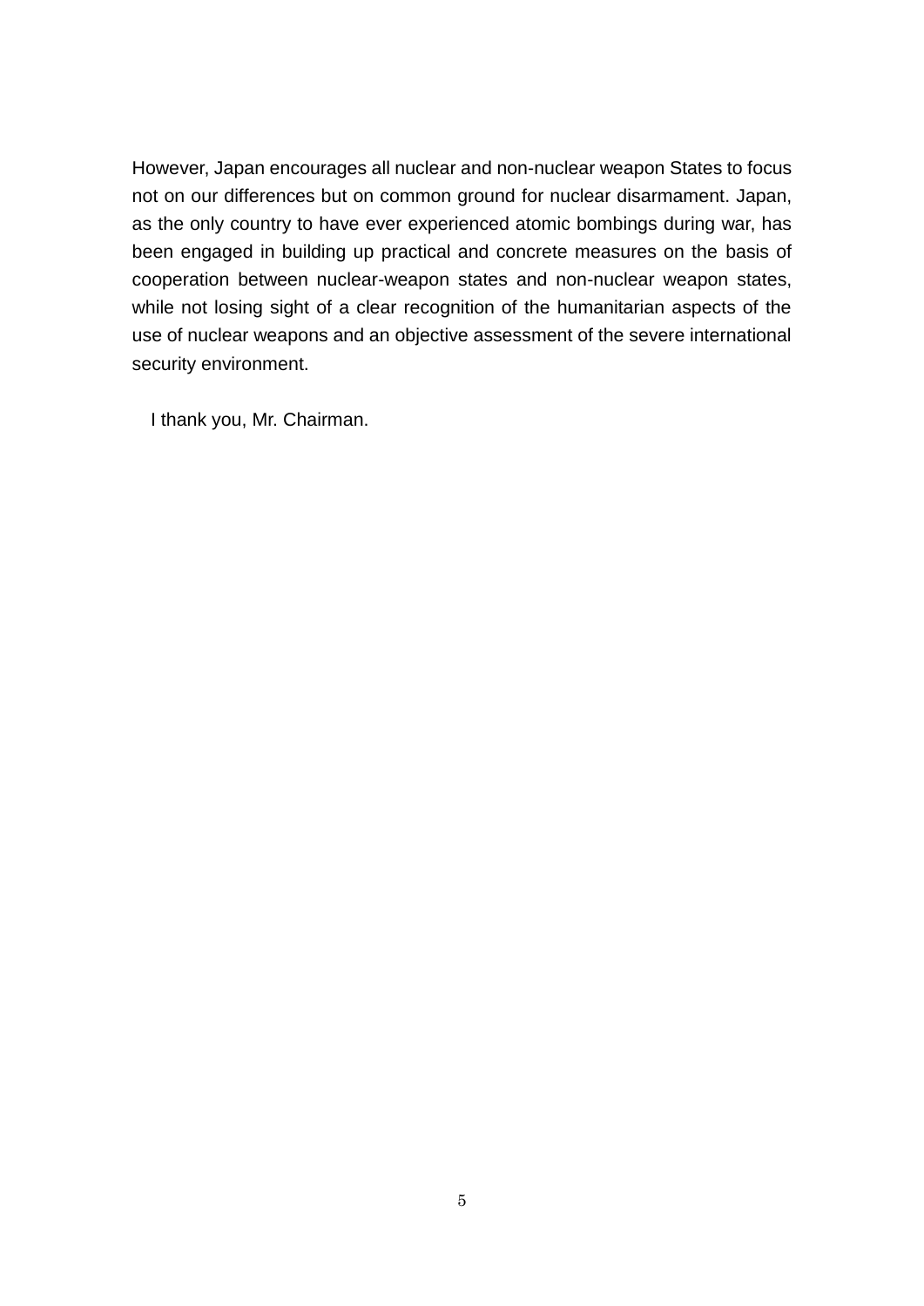However, Japan encourages all nuclear and non-nuclear weapon States to focus not on our differences but on common ground for nuclear disarmament. Japan, as the only country to have ever experienced atomic bombings during war, has been engaged in building up practical and concrete measures on the basis of cooperation between nuclear-weapon states and non-nuclear weapon states, while not losing sight of a clear recognition of the humanitarian aspects of the use of nuclear weapons and an objective assessment of the severe international security environment.

I thank you, Mr. Chairman.